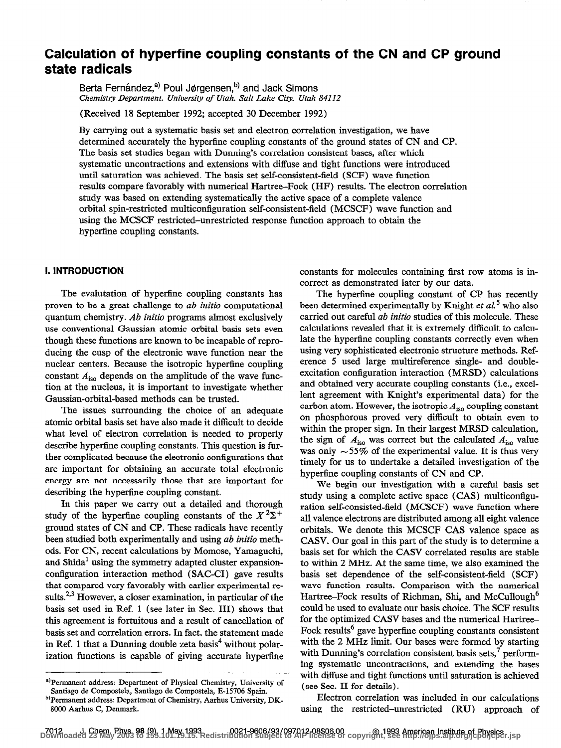# Calculation of hyperfine coupling constants of the CN and CP ground state radicals

Berta Fernández,[a] Poul Jørgensen,[b] and Jack Simons

*Chemistry Department, University of Utah, Salt Lake City, Utah 84112*

(Received 18 September 1992; accepted 30 December 1992)

By carrying out a systematic basis set and electron correlation investigation, we have determined accurately the hyperfine coupling constants of the ground states of CN and CP. The basis set studies began with Dunning's correlation consistent bases, after which systematic uncontractions and extensions with diffuse and tight functions were introduced until saturation was achieved. The basis set self-consistent-field (SCF) wave function results compare favorably with numerical Hartree–Fock (HF) results. The electron correlation study was based on extending systematically the active space of a complete valence orbital spin-restricted multiconfiguration self-consistent-field (MCSCF) wave function and using the MCSCF restricted–unrestricted response function approach to obtain the hyperfine coupling constants.

## I. INTRODUCTION

The evalutation of hyperfine coupling constants has proven to be a great challenge to *ab initio* computational quantum chemistry. *Ab initio* programs almost exclusively use conventional Gaussian atomic orbital basis sets even though these functions are known to be incapable of reproducing the cusp of the electronic wave function near the nuclear centers. Because the isotropic hyperfine coupling constant $A_{\text{iso}}$ depends on the amplitude of the wave function at the nucleus, it is important to investigate whether Gaussian-orbital-based methods can be trusted.

The issues surrounding the choice of an adequate atomic orbital basis set have also made it difficult to decide what level of electron correlation is needed to properly describe hyperfine coupling constants. This question is further complicated because the electronic configurations that are important for obtaining an accurate total electronic energy are not necessarily those that are important for describing the hyperfine coupling constant.

In this paper we carry out a detailed and thorough study of the hyperfine coupling constants of the $X\,^2\Sigma^+$ ground states of CN and CP. These radicals have recently been studied both experimentally and using *ab initio* methods. For CN, recent calculations by Momose, Yamaguchi, and Shida[1] using the symmetry adapted cluster expansion-configuration interaction method (SAC-CI) gave results that compared very favorably with earlier experimental results.[2,3] However, a closer examination, in particular of the basis set used in Ref. 1 (see later in Sec. III) shows that this agreement is fortuitous and a result of cancellation of basis set and correlation errors. In fact, the statement made in Ref. 1 that a Dunning double zeta basis[4] without polarization functions is capable of giving accurate hyperfine constants for molecules containing first row atoms is incorrect as demonstrated later by our data.

The hyperfine coupling constant of CP has recently been determined experimentally by Knight *et al.*[5] who also carried out careful *ab initio* studies of this molecule. These calculations revealed that it is extremely difficult to calculate the hyperfine coupling constants correctly even when using very sophisticated electronic structure methods. Reference 5 used large multireference single- and double-excitation configuration interaction (MRSD) calculations and obtained very accurate coupling constants (i.e., excellent agreement with Knight's experimental data) for the carbon atom. However, the isotropic $A_{\text{iso}}$ coupling constant on phosphorous proved very difficult to obtain even to within the proper sign. In their largest MRSD calculation, the sign of $A_{\text{iso}}$ was correct but the calculated $A_{\text{iso}}$ value was only $\sim$55% of the experimental value. It is thus very timely for us to undertake a detailed investigation of the hyperfine coupling constants of CN and CP.

We begin our investigation with a careful basis set study using a complete active space (CAS) multiconfiguration self-consisted-field (MCSCF) wave function where all valence electrons are distributed among all eight valence orbitals. We denote this MCSCF CAS valence space as CASV. Our goal in this part of the study is to determine a basis set for which the CASV correlated results are stable to within 2 MHz. At the same time, we also examined the basis set dependence of the self-consistent-field (SCF) wave function results. Comparison with the numerical Hartree–Fock results of Richman, Shi, and McCullough[6] could be used to evaluate our basis choice. The SCF results for the optimized CASV bases and the numerical Hartree–Fock results[6] gave hyperfine coupling constants consistent with the 2 MHz limit. Our bases were formed by starting with Dunning's correlation consistent basis sets,[7] performing systematic uncontractions, and extending the bases with diffuse and tight functions until saturation is achieved (see Sec. II for details).

Electron correlation was included in our calculations using the restricted–unrestricted (RU) approach of

---

[a] Permanent address: Department of Physical Chemistry, University of Santiago de Compostela, Santiago de Compostela, E-15706 Spain.

[b] Permanent address: Department of Chemistry, Aarhus University, DK-8000 Aarhus C, Denmark.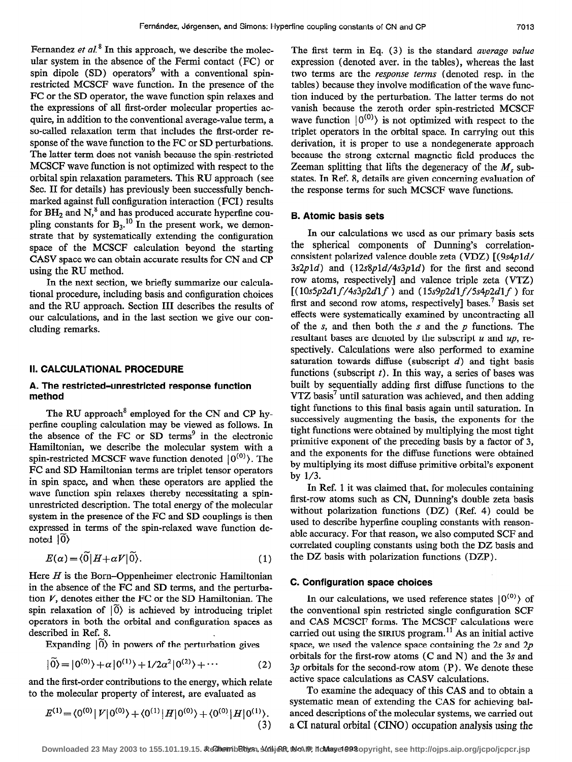Fernandez *et al.*[8] In this approach, we describe the molecular system in the absence of the Fermi contact (FC) or spin dipole (SD) operators[9] with a conventional spin-restricted MCSCF wave function. In the presence of the FC or the SD operator, the wave function spin relaxes and the expressions of all first-order molecular properties acquire, in addition to the conventional average-value term, a so-called relaxation term that includes the first-order response of the wave function to the FC or SD perturbations. The latter term does not vanish because the spin-restricted MCSCF wave function is not optimized with respect to the orbital spin relaxation parameters. This RU approach (see Sec. II for details) has previously been successfully benchmarked against full configuration interaction (FCI) results for $BH_2$ and N,[8] and has produced accurate hyperfine coupling constants for $B_3$.[10] In the present work, we demonstrate that by systematically extending the configuration space of the MCSCF calculation beyond the starting CASV space we can obtain accurate results for CN and CP using the RU method.

In the next section, we briefly summarize our calculational procedure, including basis and configuration choices and the RU approach. Section III describes the results of our calculations, and in the last section we give our concluding remarks.

## II. CALCULATIONAL PROCEDURE

### A. The restricted–unrestricted response function method

The RU approach[8] employed for the CN and CP hyperfine coupling calculation may be viewed as follows. In the absence of the FC or SD terms[9] in the electronic Hamiltonian, we describe the molecular system with a spin-restricted MCSCF wave function denoted $|0^{(0)}\rangle$. The FC and SD Hamiltonian terms are triplet tensor operators in spin space, and when these operators are applied the wave function spin relaxes thereby necessitating a spin-unrestricted description. The total energy of the molecular system in the presence of the FC and SD couplings is then expressed in terms of the spin-relaxed wave function denoted $|\tilde{0}\rangle$

$$E(\alpha)=\langle\tilde{0}|H+\alpha V|\tilde{0}\rangle. \tag{1}$$

Here $H$ is the Born–Oppenheimer electronic Hamiltonian in the absence of the FC and SD terms, and the perturbation $V$, denotes either the FC or the SD Hamiltonian. The spin relaxation of $|\tilde{0}\rangle$ is achieved by introducing triplet operators in both the orbital and configuration spaces as described in Ref. 8.

Expanding $|\tilde{0}\rangle$ in powers of the perturbation gives

$$|\tilde{0}\rangle=|0^{(0)}\rangle+\alpha|0^{(1)}\rangle+1/2\alpha^2|0^{(2)}\rangle+\cdots \tag{2}$$

and the first-order contributions to the energy, which relate to the molecular property of interest, are evaluated as

$$E^{(1)}=\langle 0^{(0)}|V|0^{(0)}\rangle+\langle 0^{(1)}|H|0^{(0)}\rangle+\langle 0^{(0)}|H|0^{(1)}\rangle. \tag{3}$$

The first term in Eq. (3) is the standard *average value* expression (denoted aver. in the tables), whereas the last two terms are the *response terms* (denoted resp. in the tables) because they involve modification of the wave function induced by the perturbation. The latter terms do not vanish because the zeroth order spin-restricted MCSCF wave function $|0^{(0)}\rangle$ is not optimized with respect to the triplet operators in the orbital space. In carrying out this derivation, it is proper to use a nondegenerate approach because the strong external magnetic field produces the Zeeman splitting that lifts the degeneracy of the $M_s$ substates. In Ref. 8, details are given concerning evaluation of the response terms for such MCSCF wave functions.

### B. Atomic basis sets

In our calculations we used as our primary basis sets the spherical components of Dunning's correlation-consistent polarized valence double zeta (VDZ) [$(9s4p1d/3s2p1d)$ and $(12s8p1d/4s3p1d)$ for the first and second row atoms, respectively] and valence triple zeta (VTZ) [$(10s5p2d1f/4s3p2d1f)$ and $(15s9p2d1f/5s4p2d1f)$ for first and second row atoms, respectively] bases.[7] Basis set effects were systematically examined by uncontracting all of the $s$, and then both the $s$ and the $p$ functions. The resultant bases are denoted by the subscript $u$ and $up$, respectively. Calculations were also performed to examine saturation towards diffuse (subscript $d$) and tight basis functions (subscript $t$). In this way, a series of bases was built by sequentially adding first diffuse functions to the VTZ basis[7] until saturation was achieved, and then adding tight functions to this final basis again until saturation. In successively augmenting the basis, the exponents for the tight functions were obtained by multiplying the most tight primitive exponent of the preceding basis by a factor of 3, and the exponents for the diffuse functions were obtained by multiplying its most diffuse primitive orbital's exponent by 1/3.

In Ref. 1 it was claimed that, for molecules containing first-row atoms such as CN, Dunning's double zeta basis without polarization functions (DZ) (Ref. 4) could be used to describe hyperfine coupling constants with reasonable accuracy. For that reason, we also computed SCF and correlated coupling constants using both the DZ basis and the DZ basis with polarization functions (DZP).

### C. Configuration space choices

In our calculations, we used reference states $|0^{(0)}\rangle$ of the conventional spin restricted single configuration SCF and CAS MCSCF forms. The MCSCF calculations were carried out using the SIRIUS program.[11] As an initial active space, we used the valence space containing the $2s$ and $2p$ orbitals for the first-row atoms (C and N) and the $3s$ and $3p$ orbitals for the second-row atom (P). We denote these active space calculations as CASV calculations.

To examine the adequacy of this CAS and to obtain a systematic mean of extending the CAS for achieving balanced descriptions of the molecular systems, we carried out a CI natural orbital (CINO) occupation analysis using the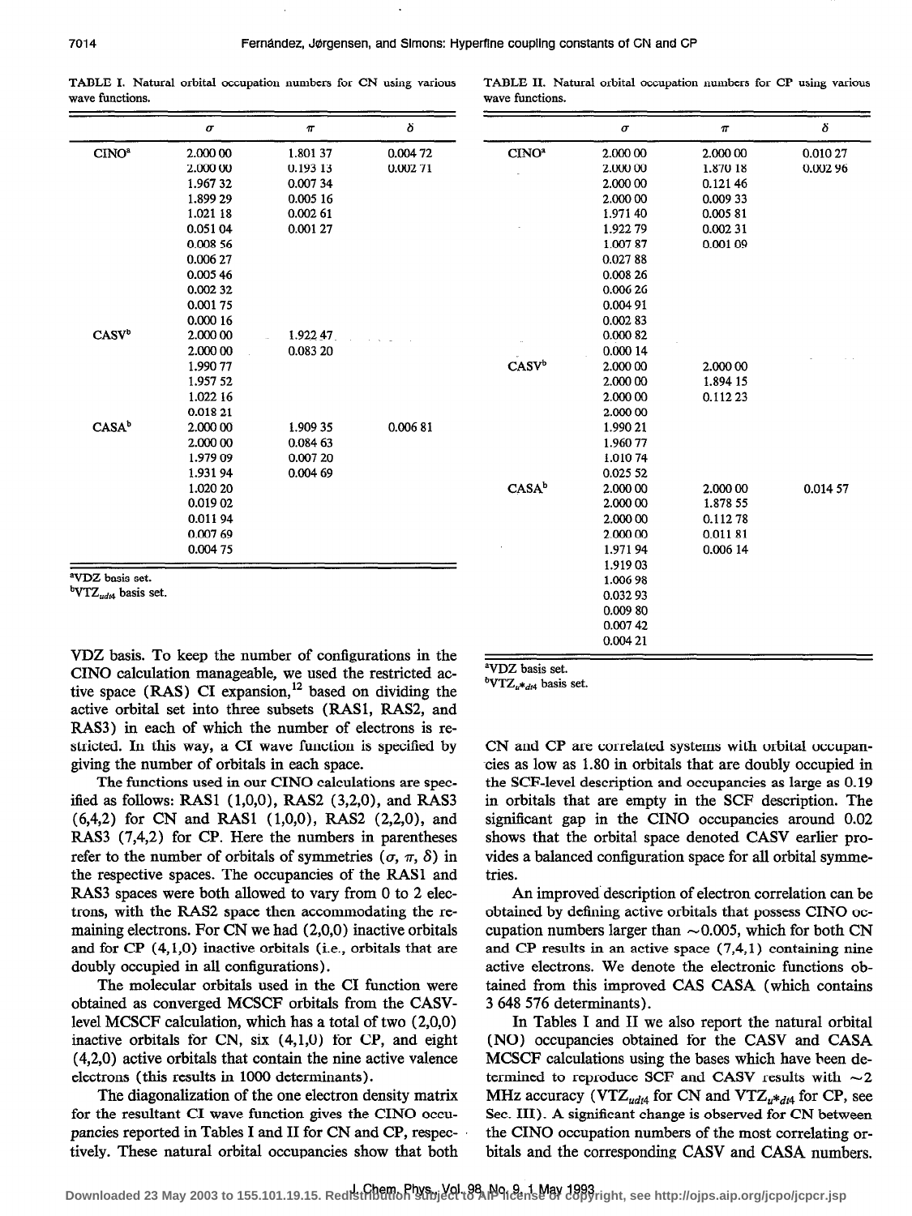TABLE I. Natural orbital occupation numbers for CN using various wave functions.

| | $\sigma$ | $\pi$ | $\delta$ |
|---|---|---|---|
| CINO[a] | 2.000 00 | 1.801 37 | 0.004 72 |
| | 2.000 00 | 0.193 13 | 0.002 71 |
| | 1.967 32 | 0.007 34 | |
| | 1.899 29 | 0.005 16 | |
| | 1.021 18 | 0.002 61 | |
| | 0.051 04 | 0.001 27 | |
| | 0.008 56 | | |
| | 0.006 27 | | |
| | 0.005 46 | | |
| | 0.002 32 | | |
| | 0.001 75 | | |
| | 0.000 16 | | |
| CASV[b] | 2.000 00 | 1.922 47 | |
| | 2.000 00 | 0.083 20 | |
| | 1.990 77 | | |
| | 1.957 52 | | |
| | 1.022 16 | | |
| | 0.018 21 | | |
| CASA[b] | 2.000 00 | 1.909 35 | 0.006 81 |
| | 2.000 00 | 0.084 63 | |
| | 1.979 09 | 0.007 20 | |
| | 1.931 94 | 0.004 69 | |
| | 1.020 20 | | |
| | 0.019 02 | | |
| | 0.011 94 | | |
| | 0.007 69 | | |
| | 0.004 75 | | |

[a]VDZ basis set.
[b]$VTZ_{udt4}$ basis set.

TABLE II. Natural orbital occupation numbers for CP using various wave functions.

| | $\sigma$ | $\pi$ | $\delta$ |
|---|---|---|---|
| CINO[a] | 2.000 00 | 2.000 00 | 0.010 27 |
| | 2.000 00 | 1.870 18 | 0.002 96 |
| | 2.000 00 | 0.121 46 | |
| | 2.000 00 | 0.009 33 | |
| | 1.971 40 | 0.005 81 | |
| | 1.922 79 | 0.002 31 | |
| | 1.007 87 | 0.001 09 | |
| | 0.027 88 | | |
| | 0.008 26 | | |
| | 0.006 26 | | |
| | 0.004 91 | | |
| | 0.002 83 | | |
| | 0.000 82 | | |
| | 0.000 14 | | |
| CASV[b] | 2.000 00 | 2.000 00 | |
| | 2.000 00 | 1.894 15 | |
| | 2.000 00 | 0.112 23 | |
| | 2.000 00 | | |
| | 1.990 21 | | |
| | 1.960 77 | | |
| | 1.010 74 | | |
| | 0.025 52 | | |
| CASA[b] | 2.000 00 | 2.000 00 | 0.014 57 |
| | 2.000 00 | 1.878 55 | |
| | 2.000 00 | 0.112 78 | |
| | 2.000 00 | 0.011 81 | |
| | 1.971 94 | 0.006 14 | |
| | 1.919 03 | | |
| | 1.006 98 | | |
| | 0.032 93 | | |
| | 0.009 80 | | |
| | 0.007 42 | | |
| | 0.004 21 | | |

[a]VDZ basis set.
[b]$VTZ_{u*dt4}$ basis set.

VDZ basis. To keep the number of configurations in the CINO calculation manageable, we used the restricted active space (RAS) CI expansion,[12] based on dividing the active orbital set into three subsets (RAS1, RAS2, and RAS3) in each of which the number of electrons is restricted. In this way, a CI wave function is specified by giving the number of orbitals in each space.

The functions used in our CINO calculations are specified as follows: RAS1 (1,0,0), RAS2 (3,2,0), and RAS3 (6,4,2) for CN and RAS1 (1,0,0), RAS2 (2,2,0), and RAS3 (7,4,2) for CP. Here the numbers in parentheses refer to the number of orbitals of symmetries ($\sigma$, $\pi$, $\delta$) in the respective spaces. The occupancies of the RAS1 and RAS3 spaces were both allowed to vary from 0 to 2 electrons, with the RAS2 space then accommodating the remaining electrons. For CN we had (2,0,0) inactive orbitals and for CP (4,1,0) inactive orbitals (i.e., orbitals that are doubly occupied in all configurations).

The molecular orbitals used in the CI function were obtained as converged MCSCF orbitals from the CASV-level MCSCF calculation, which has a total of two (2,0,0) inactive orbitals for CN, six (4,1,0) for CP, and eight (4,2,0) active orbitals that contain the nine active valence electrons (this results in 1000 determinants).

The diagonalization of the one electron density matrix for the resultant CI wave function gives the CINO occupancies reported in Tables I and II for CN and CP, respectively. These natural orbital occupancies show that both CN and CP are correlated systems with orbital occupancies as low as 1.80 in orbitals that are doubly occupied in the SCF-level description and occupancies as large as 0.19 in orbitals that are empty in the SCF description. The significant gap in the CINO occupancies around 0.02 shows that the orbital space denoted CASV earlier provides a balanced configuration space for all orbital symmetries.

An improved description of electron correlation can be obtained by defining active orbitals that possess CINO occupation numbers larger than ~0.005, which for both CN and CP results in an active space (7,4,1) containing nine active electrons. We denote the electronic functions obtained from this improved CAS CASA (which contains 3 648 576 determinants).

In Tables I and II we also report the natural orbital (NO) occupancies obtained for the CASV and CASA MCSCF calculations using the bases which have been determined to reproduce SCF and CASV results with ~2 MHz accuracy ($VTZ_{udt4}$ for CN and $VTZ_{u*dt4}$ for CP, see Sec. III). A significant change is observed for CN between the CINO occupation numbers of the most correlating orbitals and the corresponding CASV and CASA numbers.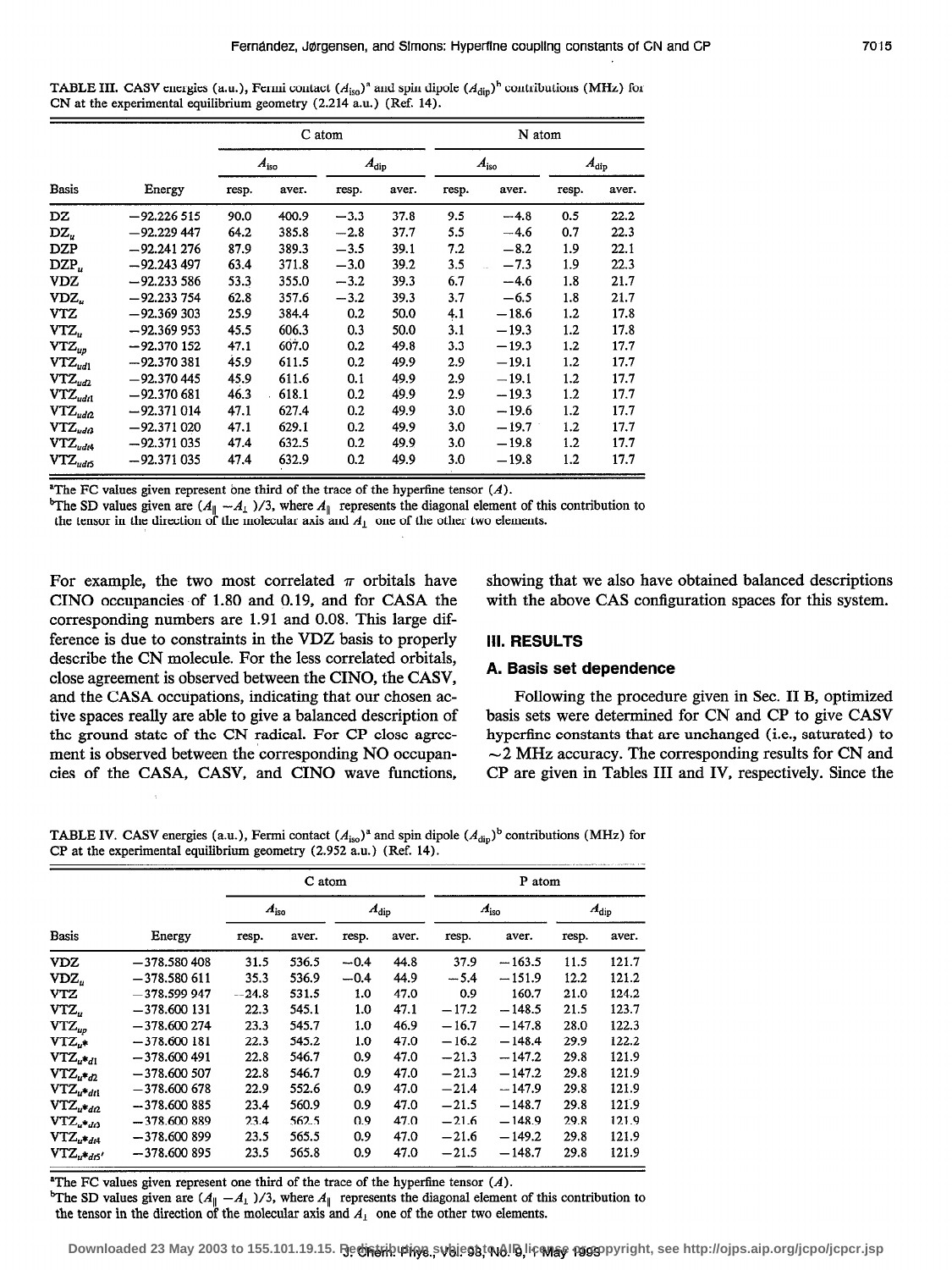TABLE III. CASV energies (a.u.), Fermi contact ($A_{iso}$)[a] and spin dipole ($A_{dip}$)[b] contributions (MHz) for CN at the experimental equilibrium geometry (2.214 a.u.) (Ref. 14).

| | | C atom | | | | N atom | | | |
|---|---|---|---|---|---|---|---|---|---|
| | | $A_{iso}$ | | $A_{dip}$ | | $A_{iso}$ | | $A_{dip}$ | |
| Basis | Energy | resp. | aver. | resp. | aver. | resp. | aver. | resp. | aver. |
| DZ | −92.226 515 | 90.0 | 400.9 | −3.3 | 37.8 | 9.5 | −4.8 | 0.5 | 22.2 |
| $DZ_u$ | −92.229 447 | 64.2 | 385.8 | −2.8 | 37.7 | 5.5 | −4.6 | 0.7 | 22.3 |
| DZP | −92.241 276 | 87.9 | 389.3 | −3.5 | 39.1 | 7.2 | −8.2 | 1.9 | 22.1 |
| $DZP_u$ | −92.243 497 | 63.4 | 371.8 | −3.0 | 39.2 | 3.5 | −7.3 | 1.9 | 22.3 |
| VDZ | −92.233 586 | 53.3 | 355.0 | −3.2 | 39.3 | 6.7 | −4.6 | 1.8 | 21.7 |
| $VDZ_u$ | −92.233 754 | 62.8 | 357.6 | −3.2 | 39.3 | 3.7 | −6.5 | 1.8 | 21.7 |
| VTZ | −92.369 303 | 25.9 | 384.4 | 0.2 | 50.0 | 4.1 | −18.6 | 1.2 | 17.8 |
| $VTZ_u$ | −92.369 953 | 45.5 | 606.3 | 0.3 | 50.0 | 3.1 | −19.3 | 1.2 | 17.8 |
| $VTZ_{up}$ | −92.370 152 | 47.1 | 607.0 | 0.2 | 49.8 | 3.3 | −19.3 | 1.2 | 17.7 |
| $VTZ_{ud1}$ | −92.370 381 | 45.9 | 611.5 | 0.2 | 49.9 | 2.9 | −19.1 | 1.2 | 17.7 |
| $VTZ_{ud2}$ | −92.370 445 | 45.9 | 611.6 | 0.1 | 49.9 | 2.9 | −19.1 | 1.2 | 17.7 |
| $VTZ_{udf1}$ | −92.370 681 | 46.3 | 618.1 | 0.2 | 49.9 | 2.9 | −19.3 | 1.2 | 17.7 |
| $VTZ_{udf2}$ | −92.371 014 | 47.1 | 627.4 | 0.2 | 49.9 | 3.0 | −19.6 | 1.2 | 17.7 |
| $VTZ_{udf3}$ | −92.371 020 | 47.1 | 629.1 | 0.2 | 49.9 | 3.0 | −19.7 | 1.2 | 17.7 |
| $VTZ_{udf4}$ | −92.371 035 | 47.4 | 632.5 | 0.2 | 49.9 | 3.0 | −19.8 | 1.2 | 17.7 |
| $VTZ_{udf5}$ | −92.371 035 | 47.4 | 632.9 | 0.2 | 49.9 | 3.0 | −19.8 | 1.2 | 17.7 |

[a]The FC values given represent one third of the trace of the hyperfine tensor ($A$).
[b]The SD values given are $(A_{\parallel} - A_{\perp})/3$, where $A_{\parallel}$ represents the diagonal element of this contribution to the tensor in the direction of the molecular axis and $A_{\perp}$ one of the other two elements.

For example, the two most correlated $\pi$ orbitals have CINO occupancies of 1.80 and 0.19, and for CASA the corresponding numbers are 1.91 and 0.08. This large difference is due to constraints in the VDZ basis to properly describe the CN molecule. For the less correlated orbitals, close agreement is observed between the CINO, the CASV, and the CASA occupations, indicating that our chosen active spaces really are able to give a balanced description of the ground state of the CN radical. For CP close agreement is observed between the corresponding NO occupancies of the CASA, CASV, and CINO wave functions, showing that we also have obtained balanced descriptions with the above CAS configuration spaces for this system.

## III. RESULTS

### A. Basis set dependence

Following the procedure given in Sec. II B, optimized basis sets were determined for CN and CP to give CASV hyperfine constants that are unchanged (i.e., saturated) to ~2 MHz accuracy. The corresponding results for CN and CP are given in Tables III and IV, respectively. Since the

TABLE IV. CASV energies (a.u.), Fermi contact ($A_{iso}$)[a] and spin dipole ($A_{dip}$)[b] contributions (MHz) for CP at the experimental equilibrium geometry (2.952 a.u.) (Ref. 14).

| | | C atom | | | | P atom | | | |
|---|---|---|---|---|---|---|---|---|---|
| | | $A_{iso}$ | | $A_{dip}$ | | $A_{iso}$ | | $A_{dip}$ | |
| Basis | Energy | resp. | aver. | resp. | aver. | resp. | aver. | resp. | aver. |
| VDZ | −378.580 408 | 31.5 | 536.5 | −0.4 | 44.8 | 37.9 | −163.5 | 11.5 | 121.7 |
| $VDZ_u$ | −378.580 611 | 35.3 | 536.9 | −0.4 | 44.9 | −5.4 | −151.9 | 12.2 | 121.2 |
| VTZ | −378.599 947 | −24.8 | 531.5 | 1.0 | 47.0 | 0.9 | 160.7 | 21.0 | 124.2 |
| $VTZ_u$ | −378.600 131 | 22.3 | 545.1 | 1.0 | 47.1 | −17.2 | −148.5 | 21.5 | 123.7 |
| $VTZ_{up}$ | −378.600 274 | 23.3 | 545.7 | 1.0 | 46.9 | −16.7 | −147.8 | 28.0 | 122.3 |
| $VTZ_{u*}$ | −378.600 181 | 22.3 | 545.2 | 1.0 | 47.0 | −16.2 | −148.4 | 29.9 | 122.2 |
| $VTZ_{u*d1}$ | −378.600 491 | 22.8 | 546.7 | 0.9 | 47.0 | −21.3 | −147.2 | 29.8 | 121.9 |
| $VTZ_{u*d2}$ | −378.600 507 | 22.8 | 546.7 | 0.9 | 47.0 | −21.3 | −147.2 | 29.8 | 121.9 |
| $VTZ_{u*df1}$ | −378.600 678 | 22.9 | 552.6 | 0.9 | 47.0 | −21.4 | −147.9 | 29.8 | 121.9 |
| $VTZ_{u*df2}$ | −378.600 885 | 23.4 | 560.9 | 0.9 | 47.0 | −21.5 | −148.7 | 29.8 | 121.9 |
| $VTZ_{u*df3}$ | −378.600 889 | 23.4 | 562.5 | 0.9 | 47.0 | −21.6 | −148.9 | 29.8 | 121.9 |
| $VTZ_{u*df4}$ | −378.600 899 | 23.5 | 565.5 | 0.9 | 47.0 | −21.6 | −149.2 | 29.8 | 121.9 |
| $VTZ_{u*df5'}$ | −378.600 895 | 23.5 | 565.8 | 0.9 | 47.0 | −21.5 | −148.7 | 29.8 | 121.9 |

[a]The FC values given represent one third of the trace of the hyperfine tensor ($A$).
[b]The SD values given are $(A_{\parallel} - A_{\perp})/3$, where $A_{\parallel}$ represents the diagonal element of this contribution to the tensor in the direction of the molecular axis and $A_{\perp}$ one of the other two elements.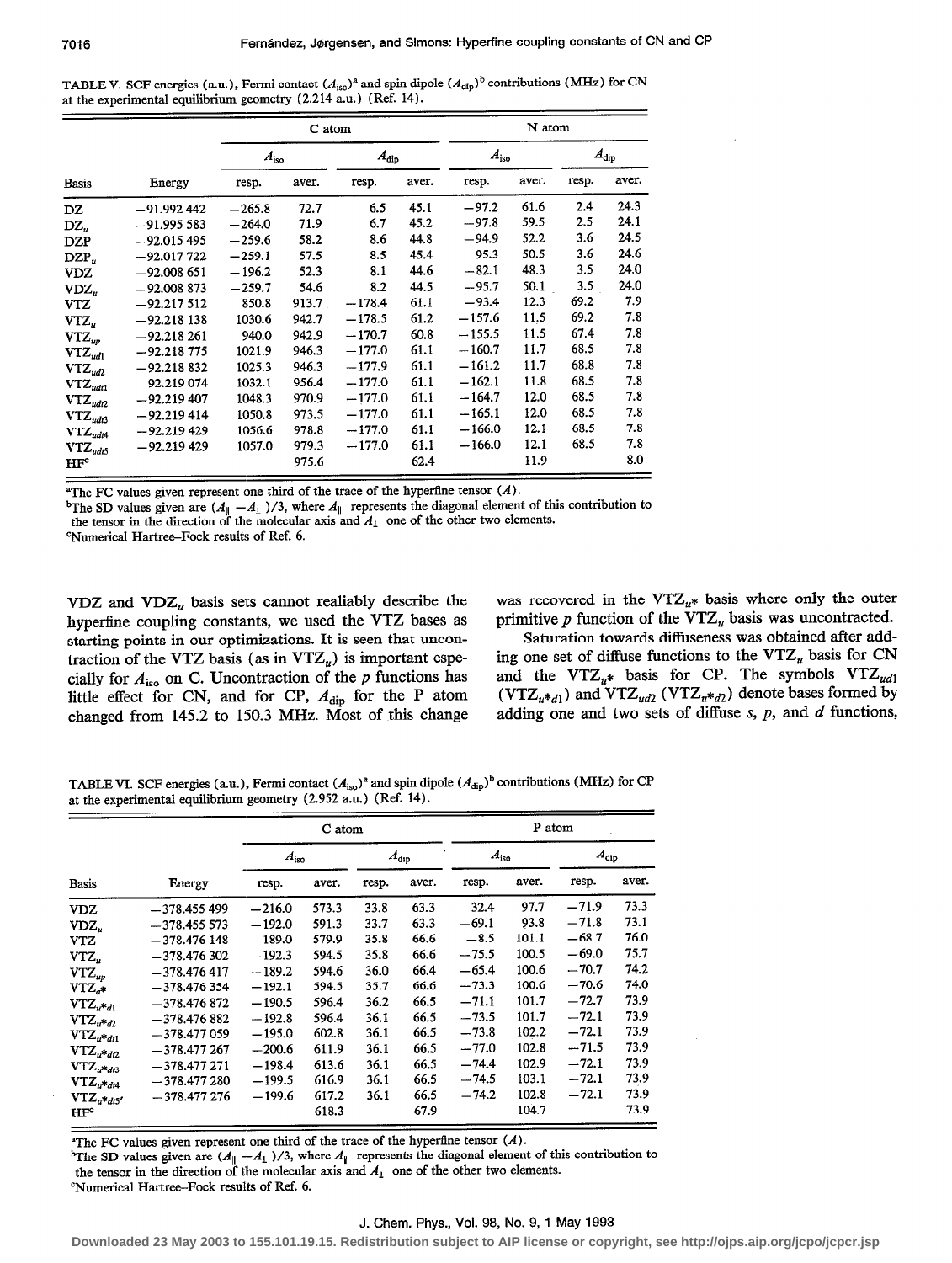TABLE V. SCF energies (a.u.), Fermi contact ($A_{iso}$)[a] and spin dipole ($A_{dip}$)[b] contributions (MHz) for CN at the experimental equilibrium geometry (2.214 a.u.) (Ref. 14).

| | | C atom | | | | N atom | | | |
|---|---|---|---|---|---|---|---|---|---|
| | | $A_{iso}$ | | $A_{dip}$ | | $A_{iso}$ | | $A_{dip}$ | |
| Basis | Energy | resp. | aver. | resp. | aver. | resp. | aver. | resp. | aver. |
| DZ | −91.992 442 | −265.8 | 72.7 | 6.5 | 45.1 | −97.2 | 61.6 | 2.4 | 24.3 |
| $DZ_u$ | −91.995 583 | −264.0 | 71.9 | 6.7 | 45.2 | −97.8 | 59.5 | 2.5 | 24.1 |
| DZP | −92.015 495 | −259.6 | 58.2 | 8.6 | 44.8 | −94.9 | 52.2 | 3.6 | 24.5 |
| $DZP_u$ | −92.017 722 | −259.1 | 57.5 | 8.5 | 45.4 | 95.3 | 50.5 | 3.6 | 24.6 |
| VDZ | −92.008 651 | −196.2 | 52.3 | 8.1 | 44.6 | −82.1 | 48.3 | 3.5 | 24.0 |
| $VDZ_u$ | −92.008 873 | −259.7 | 54.6 | 8.2 | 44.5 | −95.7 | 50.1 | 3.5 | 24.0 |
| VTZ | −92.217 512 | 850.8 | 913.7 | −178.4 | 61.1 | −93.4 | 12.3 | 69.2 | 7.9 |
| $VTZ_u$ | −92.218 138 | 1030.6 | 942.7 | −178.5 | 61.2 | −157.6 | 11.5 | 69.2 | 7.8 |
| $VTZ_{up}$ | −92.218 261 | 940.0 | 942.9 | −170.7 | 60.8 | −155.5 | 11.5 | 67.4 | 7.8 |
| $VTZ_{ud1}$ | −92.218 775 | 1021.9 | 946.3 | −177.0 | 61.1 | −160.7 | 11.7 | 68.5 | 7.8 |
| $VTZ_{ud2}$ | −92.218 832 | 1025.3 | 946.3 | −177.9 | 61.1 | −161.2 | 11.7 | 68.8 | 7.8 |
| $VTZ_{udt1}$ | 92.219 074 | 1032.1 | 956.4 | −177.0 | 61.1 | −162.1 | 11.8 | 68.5 | 7.8 |
| $VTZ_{udt2}$ | −92.219 407 | 1048.3 | 970.9 | −177.0 | 61.1 | −164.7 | 12.0 | 68.5 | 7.8 |
| $VTZ_{udt3}$ | −92.219 414 | 1050.8 | 973.5 | −177.0 | 61.1 | −165.1 | 12.0 | 68.5 | 7.8 |
| $VTZ_{udt4}$ | −92.219 429 | 1056.6 | 978.8 | −177.0 | 61.1 | −166.0 | 12.1 | 68.5 | 7.8 |
| $VTZ_{udt5}$ | −92.219 429 | 1057.0 | 979.3 | −177.0 | 61.1 | −166.0 | 12.1 | 68.5 | 7.8 |
| HF[c] | | | 975.6 | | 62.4 | | 11.9 | | 8.0 |

[a]The FC values given represent one third of the trace of the hyperfine tensor ($A$).
[b]The SD values given are $(A_\parallel - A_\perp)/3$, where $A_\parallel$ represents the diagonal element of this contribution to the tensor in the direction of the molecular axis and $A_\perp$ one of the other two elements.
[c]Numerical Hartree–Fock results of Ref. 6.

VDZ and $VDZ_u$ basis sets cannot realiably describe the hyperfine coupling constants, we used the VTZ bases as starting points in our optimizations. It is seen that uncontraction of the VTZ basis (as in $VTZ_u$) is important especially for $A_{iso}$ on C. Uncontraction of the $p$ functions has little effect for CN, and for CP, $A_{dip}$ for the P atom changed from 145.2 to 150.3 MHz. Most of this change was recovered in the $VTZ_{u*}$ basis where only the outer primitive $p$ function of the $VTZ_u$ basis was uncontracted.

Saturation towards diffuseness was obtained after adding one set of diffuse functions to the $VTZ_u$ basis for CN and the $VTZ_{u*}$ basis for CP. The symbols $VTZ_{ud1}$ ($VTZ_{u*d1}$) and $VTZ_{ud2}$ ($VTZ_{u*d2}$) denote bases formed by adding one and two sets of diffuse $s$, $p$, and $d$ functions,

TABLE VI. SCF energies (a.u.), Fermi contact ($A_{iso}$)[a] and spin dipole ($A_{dip}$)[b] contributions (MHz) for CP at the experimental equilibrium geometry (2.952 a.u.) (Ref. 14).

| | | C atom | | | | P atom | | | |
|---|---|---|---|---|---|---|---|---|---|
| | | $A_{iso}$ | | $A_{dip}$ | | $A_{iso}$ | | $A_{dip}$ | |
| Basis | Energy | resp. | aver. | resp. | aver. | resp. | aver. | resp. | aver. |
| VDZ | −378.455 499 | −216.0 | 573.3 | 33.8 | 63.3 | 32.4 | 97.7 | −71.9 | 73.3 |
| $VDZ_u$ | −378.455 573 | −192.0 | 591.3 | 33.7 | 63.3 | −69.1 | 93.8 | −71.8 | 73.1 |
| VTZ | −378.476 148 | −189.0 | 579.9 | 35.8 | 66.6 | −8.5 | 101.1 | −68.7 | 76.0 |
| $VTZ_u$ | −378.476 302 | −192.3 | 594.5 | 35.8 | 66.6 | −75.5 | 100.5 | −69.0 | 75.7 |
| $VTZ_{up}$ | −378.476 417 | −189.2 | 594.6 | 36.0 | 66.4 | −65.4 | 100.6 | −70.7 | 74.2 |
| $VTZ_{u*}$ | −378.476 354 | −192.1 | 594.5 | 35.7 | 66.6 | −73.3 | 100.6 | −70.6 | 74.0 |
| $VTZ_{u*d1}$ | −378.476 872 | −190.5 | 596.4 | 36.2 | 66.5 | −71.1 | 101.7 | −72.7 | 73.9 |
| $VTZ_{u*d2}$ | −378.476 882 | −192.8 | 596.4 | 36.1 | 66.5 | −73.5 | 101.7 | −72.1 | 73.9 |
| $VTZ_{u*dt1}$ | −378.477 059 | −195.0 | 602.8 | 36.1 | 66.5 | −73.8 | 102.2 | −72.1 | 73.9 |
| $VTZ_{u*dt2}$ | −378.477 267 | −200.6 | 611.9 | 36.1 | 66.5 | −77.0 | 102.8 | −71.5 | 73.9 |
| $VTZ_{u*dt3}$ | −378.477 271 | −198.4 | 613.6 | 36.1 | 66.5 | −74.4 | 102.9 | −72.1 | 73.9 |
| $VTZ_{u*dt4}$ | −378.477 280 | −199.5 | 616.9 | 36.1 | 66.5 | −74.5 | 103.1 | −72.1 | 73.9 |
| $VTZ_{u*dt5'}$ | −378.477 276 | −199.6 | 617.2 | 36.1 | 66.5 | −74.2 | 102.8 | −72.1 | 73.9 |
| HF[c] | | | 618.3 | | 67.9 | | 104.7 | | 73.9 |

[a]The FC values given represent one third of the trace of the hyperfine tensor ($A$).
[b]The SD values given are $(A_\parallel - A_\perp)/3$, where $A_\parallel$ represents the diagonal element of this contribution to the tensor in the direction of the molecular axis and $A_\perp$ one of the other two elements.
[c]Numerical Hartree–Fock results of Ref. 6.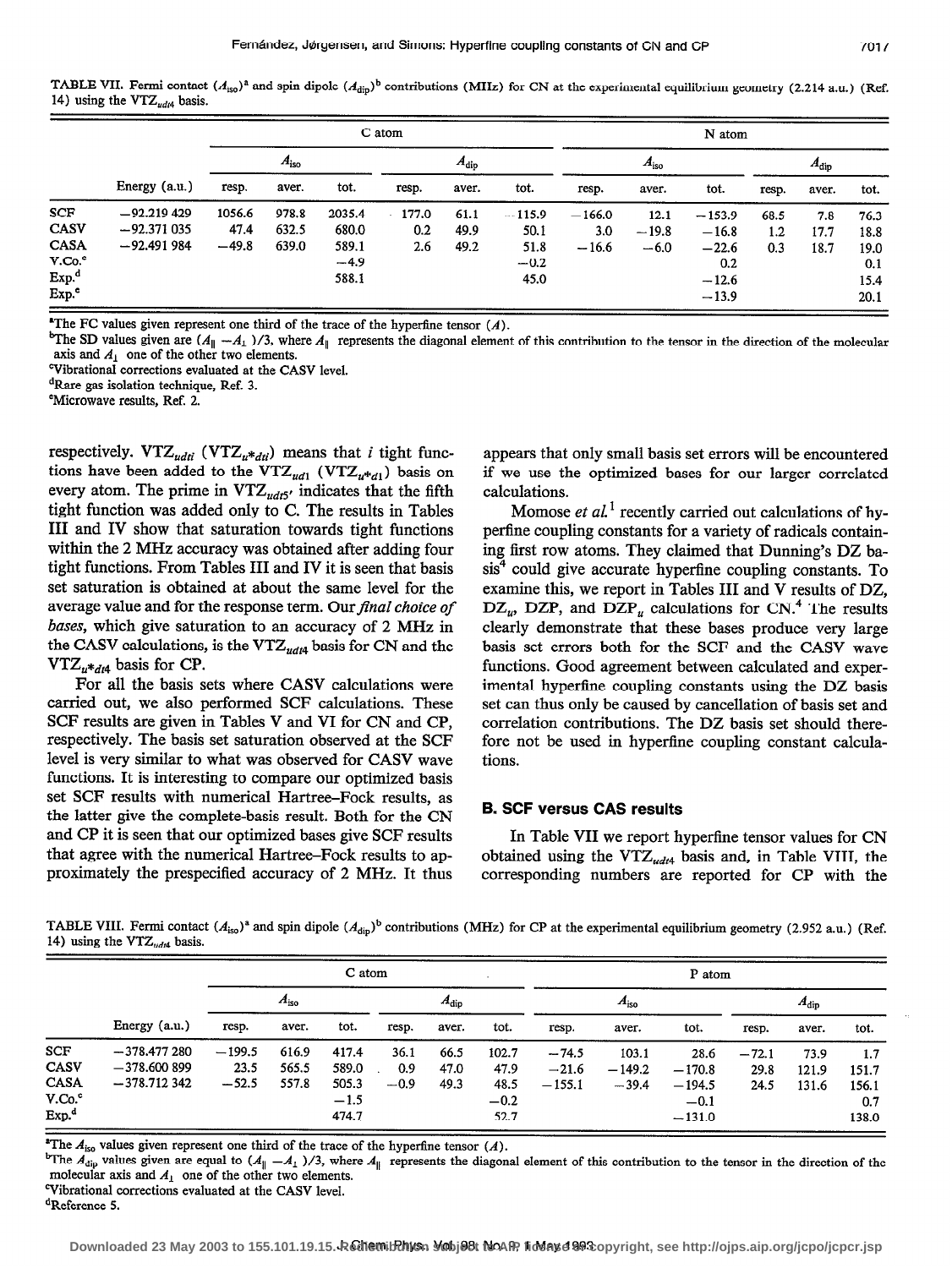TABLE VII. Fermi contact ($A_{iso}$)[a] and spin dipole ($A_{dip}$)[b] contributions (MHz) for CN at the experimental equilibrium geometry (2.214 a.u.) (Ref. 14) using the $VTZ_{udt4}$ basis.

| | | C atom | | | | | | N atom | | | | | |
|---|---|---|---|---|---|---|---|---|---|---|---|---|---|
| | | $A_{iso}$ | | | $A_{dip}$ | | | $A_{iso}$ | | | $A_{dip}$ | | |
| | Energy (a.u.) | resp. | aver. | tot. | resp. | aver. | tot. | resp. | aver. | tot. | resp. | aver. | tot. |
| SCF | −92.219 429 | 1056.6 | 978.8 | 2035.4 | −177.0 | 61.1 | −115.9 | −166.0 | 12.1 | −153.9 | 68.5 | 7.8 | 76.3 |
| CASV | −92.371 035 | 47.4 | 632.5 | 680.0 | 0.2 | 49.9 | 50.1 | 3.0 | −19.8 | −16.8 | 1.2 | 17.7 | 18.8 |
| CASA | −92.491 984 | −49.8 | 639.0 | 589.1 | 2.6 | 49.2 | 51.8 | −16.6 | −6.0 | −22.6 | 0.3 | 18.7 | 19.0 |
| V.Co.[c] | | | | −4.9 | | | −0.2 | | | 0.2 | | | 0.1 |
| Exp.[d] | | | | 588.1 | | | 45.0 | | | −12.6 | | | 15.4 |
| Exp.[e] | | | | | | | | | | −13.9 | | | 20.1 |

[a]The FC values given represent one third of the trace of the hyperfine tensor ($A$).

[b]The SD values given are $(A_{\parallel} - A_{\perp})/3$, where $A_{\parallel}$ represents the diagonal element of this contribution to the tensor in the direction of the molecular axis and $A_{\perp}$ one of the other two elements.

[c]Vibrational corrections evaluated at the CASV level.

[d]Rare gas isolation technique, Ref. 3.

[e]Microwave results, Ref. 2.

respectively. $VTZ_{udti}$ ($VTZ_{u*dti}$) means that $i$ tight functions have been added to the $VTZ_{ud1}$ ($VTZ_{u*d1}$) basis on every atom. The prime in $VTZ_{udt5'}$ indicates that the fifth tight function was added only to C. The results in Tables III and IV show that saturation towards tight functions within the 2 MHz accuracy was obtained after adding four tight functions. From Tables III and IV it is seen that basis set saturation is obtained at about the same level for the average value and for the response term. Our *final choice of bases*, which give saturation to an accuracy of 2 MHz in the CASV calculations, is the $VTZ_{udt4}$ basis for CN and the $VTZ_{u*dt4}$ basis for CP.

For all the basis sets where CASV calculations were carried out, we also performed SCF calculations. These SCF results are given in Tables V and VI for CN and CP, respectively. The basis set saturation observed at the SCF level is very similar to what was observed for CASV wave functions. It is interesting to compare our optimized basis set SCF results with numerical Hartree–Fock results, as the latter give the complete-basis result. Both for the CN and CP it is seen that our optimized bases give SCF results that agree with the numerical Hartree–Fock results to approximately the prespecified accuracy of 2 MHz. It thus appears that only small basis set errors will be encountered if we use the optimized bases for our larger correlated calculations.

Momose *et al.*[1] recently carried out calculations of hyperfine coupling constants for a variety of radicals containing first row atoms. They claimed that Dunning's DZ basis[4] could give accurate hyperfine coupling constants. To examine this, we report in Tables III and V results of DZ, $DZ_u$, DZP, and $DZP_u$ calculations for CN.[4] The results clearly demonstrate that these bases produce very large basis set errors both for the SCF and the CASV wave functions. Good agreement between calculated and experimental hyperfine coupling constants using the DZ basis set can thus only be caused by cancellation of basis set and correlation contributions. The DZ basis set should therefore not be used in hyperfine coupling constant calculations.

### B. SCF versus CAS results

In Table VII we report hyperfine tensor values for CN obtained using the $VTZ_{udt4}$ basis and, in Table VIII, the corresponding numbers are reported for CP with the

TABLE VIII. Fermi contact ($A_{iso}$)[a] and spin dipole ($A_{dip}$)[b] contributions (MHz) for CP at the experimental equilibrium geometry (2.952 a.u.) (Ref. 14) using the $VTZ_{udt4}$ basis.

| | | C atom | | | | | | P atom | | | | | |
|---|---|---|---|---|---|---|---|---|---|---|---|---|---|
| | | $A_{iso}$ | | | $A_{dip}$ | | | $A_{iso}$ | | | $A_{dip}$ | | |
| | Energy (a.u.) | resp. | aver. | tot. | resp. | aver. | tot. | resp. | aver. | tot. | resp. | aver. | tot. |
| SCF | −378.477 280 | −199.5 | 616.9 | 417.4 | 36.1 | 66.5 | 102.7 | −74.5 | 103.1 | 28.6 | −72.1 | 73.9 | 1.7 |
| CASV | −378.600 899 | 23.5 | 565.5 | 589.0 | 0.9 | 47.0 | 47.9 | −21.6 | −149.2 | −170.8 | 29.8 | 121.9 | 151.7 |
| CASA | −378.712 342 | −52.5 | 557.8 | 505.3 | −0.9 | 49.3 | 48.5 | −155.1 | −39.4 | −194.5 | 24.5 | 131.6 | 156.1 |
| V.Co.[c] | | | | −1.5 | | | −0.2 | | | −0.1 | | | 0.7 |
| Exp.[d] | | | | 474.7 | | | 52.7 | | | −131.0 | | | 138.0 |

[a]The $A_{iso}$ values given represent one third of the trace of the hyperfine tensor ($A$).

[b]The $A_{dip}$ values given are equal to $(A_{\parallel} - A_{\perp})/3$, where $A_{\parallel}$ represents the diagonal element of this contribution to the tensor in the direction of the molecular axis and $A_{\perp}$ one of the other two elements.

[c]Vibrational corrections evaluated at the CASV level.

[d]Reference 5.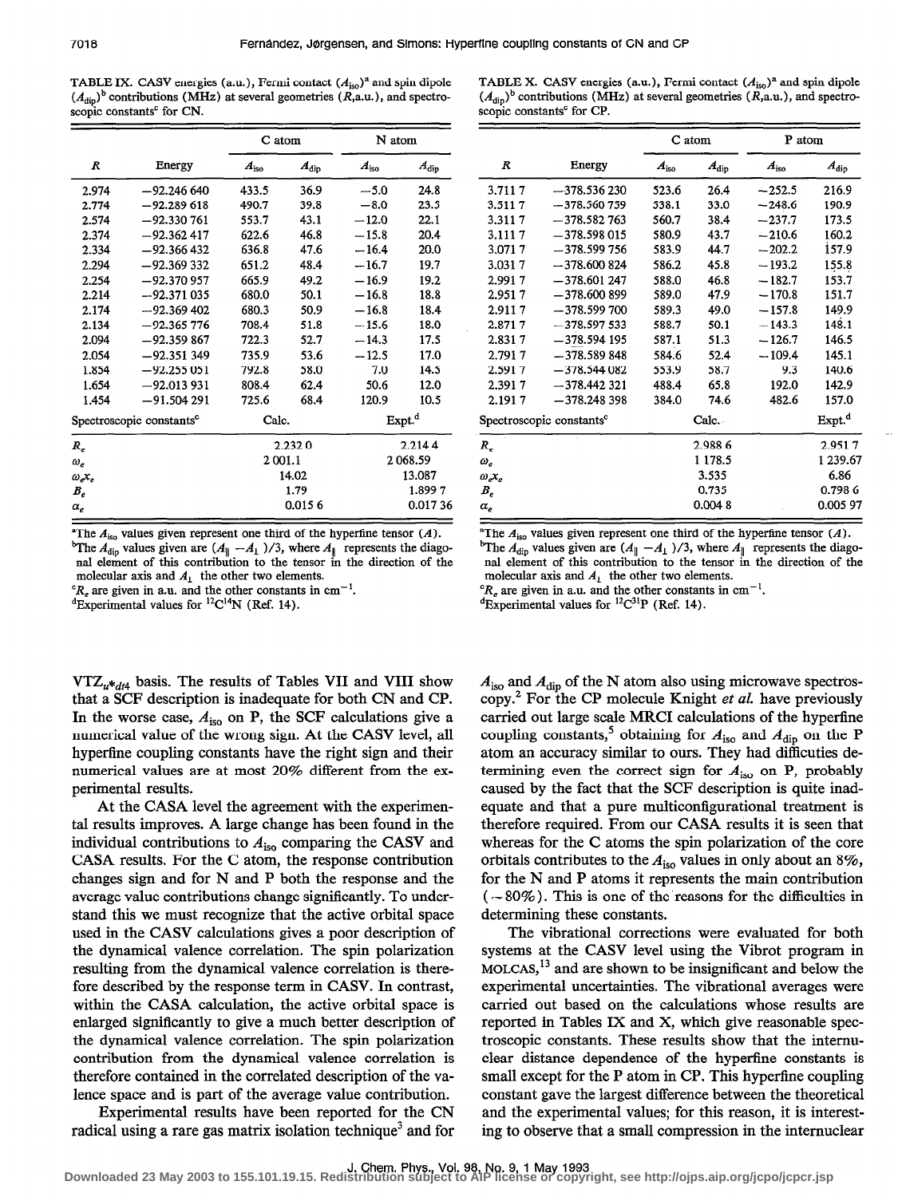TABLE IX. CASV energies (a.u.), Fermi contact ($A_{iso}$)[a] and spin dipole ($A_{dip}$)[b] contributions (MHz) at several geometries ($R$,a.u.), and spectroscopic constants[c] for CN.

| | | C atom | | N atom | |
|---|---|---|---|---|---|
| $R$ | Energy | $A_{iso}$ | $A_{dip}$ | $A_{iso}$ | $A_{dip}$ |
| 2.974 | −92.246 640 | 433.5 | 36.9 | −5.0 | 24.8 |
| 2.774 | −92.289 618 | 490.7 | 39.8 | −8.0 | 23.5 |
| 2.574 | −92.330 761 | 553.7 | 43.1 | −12.0 | 22.1 |
| 2.374 | −92.362 417 | 622.6 | 46.8 | −15.8 | 20.4 |
| 2.334 | −92.366 432 | 636.8 | 47.6 | −16.4 | 20.0 |
| 2.294 | −92.369 332 | 651.2 | 48.4 | −16.7 | 19.7 |
| 2.254 | −92.370 957 | 665.9 | 49.2 | −16.9 | 19.2 |
| 2.214 | −92.371 035 | 680.0 | 50.1 | −16.8 | 18.8 |
| 2.174 | −92.369 402 | 680.3 | 50.9 | −16.8 | 18.4 |
| 2.134 | −92.365 776 | 708.4 | 51.8 | −15.6 | 18.0 |
| 2.094 | −92.359 867 | 722.3 | 52.7 | −14.3 | 17.5 |
| 2.054 | −92.351 349 | 735.9 | 53.6 | −12.5 | 17.0 |
| 1.854 | −92.255 051 | 792.8 | 58.0 | 7.0 | 14.5 |
| 1.654 | −92.013 931 | 808.4 | 62.4 | 50.6 | 12.0 |
| 1.454 | −91.504 291 | 725.6 | 68.4 | 120.9 | 10.5 |
| Spectroscopic constants[c] | | Calc. | | Expt.[d] | |
| $R_e$ | | 2.232 0 | | 2.214 4 | |
| $\omega_e$ | | 2 001.1 | | 2 068.59 | |
| $\omega_e x_e$ | | 14.02 | | 13.087 | |
| $B_e$ | | 1.79 | | 1.899 7 | |
| $\alpha_e$ | | 0.015 6 | | 0.017 36 | |

[a]The $A_{iso}$ values given represent one third of the hyperfine tensor ($A$).
[b]The $A_{dip}$ values given are $(A_{\parallel} - A_{\perp})/3$, where $A_{\parallel}$ represents the diagonal element of this contribution to the tensor in the direction of the molecular axis and $A_{\perp}$ the other two elements.
[c]$R_e$ are given in a.u. and the other constants in cm$^{-1}$.
[d]Experimental values for $^{12}C^{14}N$ (Ref. 14).

TABLE X. CASV energies (a.u.), Fermi contact ($A_{iso}$)[a] and spin dipole ($A_{dip}$)[b] contributions (MHz) at several geometries ($R$,a.u.), and spectroscopic constants[c] for CP.

| | | C atom | | P atom | |
|---|---|---|---|---|---|
| $R$ | Energy | $A_{iso}$ | $A_{dip}$ | $A_{iso}$ | $A_{dip}$ |
| 3.711 7 | −378.536 230 | 523.6 | 26.4 | −252.5 | 216.9 |
| 3.511 7 | −378.560 759 | 538.1 | 33.0 | −248.6 | 190.9 |
| 3.311 7 | −378.582 763 | 560.7 | 38.4 | −237.7 | 173.5 |
| 3.111 7 | −378.598 015 | 580.9 | 43.7 | −210.6 | 160.2 |
| 3.071 7 | −378.599 756 | 583.9 | 44.7 | −202.2 | 157.9 |
| 3.031 7 | −378.600 824 | 586.2 | 45.8 | −193.2 | 155.8 |
| 2.991 7 | −378.601 247 | 588.0 | 46.8 | −182.7 | 153.7 |
| 2.951 7 | −378.600 899 | 589.0 | 47.9 | −170.8 | 151.7 |
| 2.911 7 | −378.599 700 | 589.3 | 49.0 | −157.8 | 149.9 |
| 2.871 7 | −378.597 533 | 588.7 | 50.1 | −143.3 | 148.1 |
| 2.831 7 | −378.594 195 | 587.1 | 51.3 | −126.7 | 146.5 |
| 2.791 7 | −378.589 848 | 584.6 | 52.4 | −109.4 | 145.1 |
| 2.591 7 | −378.544 082 | 553.9 | 58.7 | 9.3 | 140.6 |
| 2.391 7 | −378.442 321 | 488.4 | 65.8 | 192.0 | 142.9 |
| 2.191 7 | −378.248 398 | 384.0 | 74.6 | 482.6 | 157.0 |
| Spectroscopic constants[c] | | Calc. | | Expt.[d] | |
| $R_e$ | | 2.988 6 | | 2.951 7 | |
| $\omega_e$ | | 1 178.5 | | 1 239.67 | |
| $\omega_e x_e$ | | 3.535 | | 6.86 | |
| $B_e$ | | 0.735 | | 0.798 6 | |
| $\alpha_e$ | | 0.004 8 | | 0.005 97 | |

[a]The $A_{iso}$ values given represent one third of the hyperfine tensor ($A$).
[b]The $A_{dip}$ values given are $(A_{\parallel} - A_{\perp})/3$, where $A_{\parallel}$ represents the diagonal element of this contribution to the tensor in the direction of the molecular axis and $A_{\perp}$ the other two elements.
[c]$R_e$ are given in a.u. and the other constants in cm$^{-1}$.
[d]Experimental values for $^{12}C^{31}P$ (Ref. 14).

VTZ$_{u*d4}$ basis. The results of Tables VII and VIII show that a SCF description is inadequate for both CN and CP. In the worse case, $A_{iso}$ on P, the SCF calculations give a numerical value of the wrong sign. At the CASV level, all hyperfine coupling constants have the right sign and their numerical values are at most 20% different from the experimental results.

At the CASA level the agreement with the experimental results improves. A large change has been found in the individual contributions to $A_{iso}$ comparing the CASV and CASA results. For the C atom, the response contribution changes sign and for N and P both the response and the average value contributions change significantly. To understand this we must recognize that the active orbital space used in the CASV calculations gives a poor description of the dynamical valence correlation. The spin polarization resulting from the dynamical valence correlation is therefore described by the response term in CASV. In contrast, within the CASA calculation, the active orbital space is enlarged significantly to give a much better description of the dynamical valence correlation. The spin polarization contribution from the dynamical valence correlation is therefore contained in the correlated description of the valence space and is part of the average value contribution.

Experimental results have been reported for the CN radical using a rare gas matrix isolation technique[3] and for $A_{iso}$ and $A_{dip}$ of the N atom also using microwave spectroscopy.[2] For the CP molecule Knight *et al.* have previously carried out large scale MRCI calculations of the hyperfine coupling constants,[5] obtaining for $A_{iso}$ and $A_{dip}$ on the P atom an accuracy similar to ours. They had difficulties determining even the correct sign for $A_{iso}$ on P, probably caused by the fact that the SCF description is quite inadequate and that a pure multiconfigurational treatment is therefore required. From our CASA results it is seen that whereas for the C atoms the spin polarization of the core orbitals contributes to the $A_{iso}$ values in only about an 8%, for the N and P atoms it represents the main contribution (~80%). This is one of the reasons for the difficulties in determining these constants.

The vibrational corrections were evaluated for both systems at the CASV level using the Vibrot program in MOLCAS,[13] and are shown to be insignificant and below the experimental uncertainties. The vibrational averages were carried out based on the calculations whose results are reported in Tables IX and X, which give reasonable spectroscopic constants. These results show that the internuclear distance dependence of the hyperfine constants is small except for the P atom in CP. This hyperfine coupling constant gave the largest difference between the theoretical and the experimental values; for this reason, it is interesting to observe that a small compression in the internuclear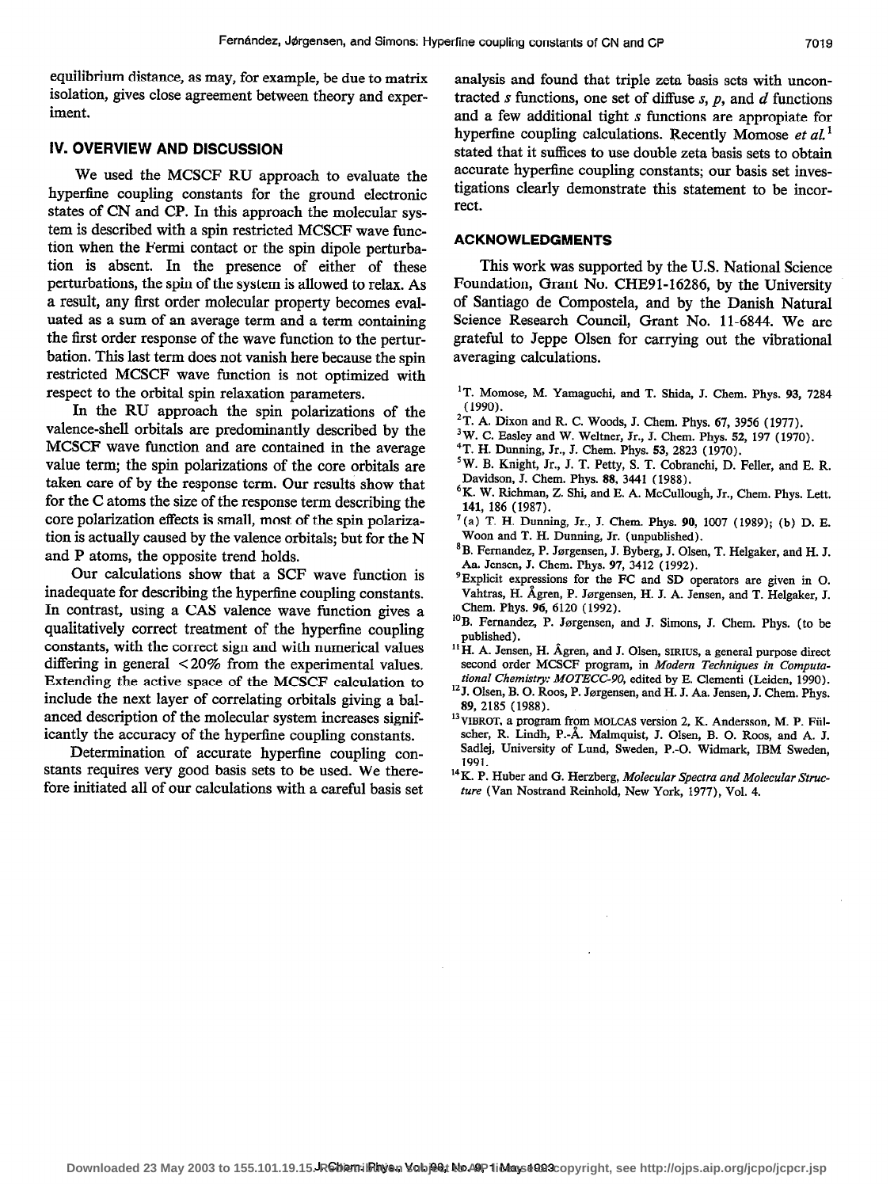equilibrium distance, as may, for example, be due to matrix isolation, gives close agreement between theory and experiment.

## IV. OVERVIEW AND DISCUSSION

We used the MCSCF RU approach to evaluate the hyperfine coupling constants for the ground electronic states of CN and CP. In this approach the molecular system is described with a spin restricted MCSCF wave function when the Fermi contact or the spin dipole perturbation is absent. In the presence of either of these perturbations, the spin of the system is allowed to relax. As a result, any first order molecular property becomes evaluated as a sum of an average term and a term containing the first order response of the wave function to the perturbation. This last term does not vanish here because the spin restricted MCSCF wave function is not optimized with respect to the orbital spin relaxation parameters.

In the RU approach the spin polarizations of the valence-shell orbitals are predominantly described by the MCSCF wave function and are contained in the average value term; the spin polarizations of the core orbitals are taken care of by the response term. Our results show that for the C atoms the size of the response term describing the core polarization effects is small, most of the spin polarization is actually caused by the valence orbitals; but for the N and P atoms, the opposite trend holds.

Our calculations show that a SCF wave function is inadequate for describing the hyperfine coupling constants. In contrast, using a CAS valence wave function gives a qualitatively correct treatment of the hyperfine coupling constants, with the correct sign and with numerical values differing in general $<20\%$ from the experimental values. Extending the active space of the MCSCF calculation to include the next layer of correlating orbitals giving a balanced description of the molecular system increases significantly the accuracy of the hyperfine coupling constants.

Determination of accurate hyperfine coupling constants requires very good basis sets to be used. We therefore initiated all of our calculations with a careful basis set analysis and found that triple zeta basis sets with uncontracted *s* functions, one set of diffuse *s*, *p*, and *d* functions and a few additional tight *s* functions are appropiate for hyperfine coupling calculations. Recently Momose *et al.*[1] stated that it suffices to use double zeta basis sets to obtain accurate hyperfine coupling constants; our basis set investigations clearly demonstrate this statement to be incorrect.

## ACKNOWLEDGMENTS

This work was supported by the U.S. National Science Foundation, Grant No. CHE91-16286, by the University of Santiago de Compostela, and by the Danish Natural Science Research Council, Grant No. 11-6844. We are grateful to Jeppe Olsen for carrying out the vibrational averaging calculations.

[1] T. Momose, M. Yamaguchi, and T. Shida, J. Chem. Phys. **93**, 7284 (1990).

[2] T. A. Dixon and R. C. Woods, J. Chem. Phys. **67**, 3956 (1977).

[3] W. C. Easley and W. Weltner, Jr., J. Chem. Phys. **52**, 197 (1970).

[4] T. H. Dunning, Jr., J. Chem. Phys. **53**, 2823 (1970).

[5] W. B. Knight, Jr., J. T. Petty, S. T. Cobranchi, D. Feller, and E. R. Davidson, J. Chem. Phys. **88**, 3441 (1988).

[6] K. W. Richman, Z. Shi, and E. A. McCullough, Jr., Chem. Phys. Lett. **141**, 186 (1987).

[7] (a) T. H. Dunning, Jr., J. Chem. Phys. **90**, 1007 (1989); (b) D. E. Woon and T. H. Dunning, Jr. (unpublished).

[8] B. Fernandez, P. Jørgensen, J. Byberg, J. Olsen, T. Helgaker, and H. J. Aa. Jensen, J. Chem. Phys. **97**, 3412 (1992).

[9] Explicit expressions for the FC and SD operators are given in O. Vahtras, H. Ågren, P. Jørgensen, H. J. A. Jensen, and T. Helgaker, J. Chem. Phys. **96**, 6120 (1992).

[10] B. Fernandez, P. Jørgensen, and J. Simons, J. Chem. Phys. (to be published).

[11] H. A. Jensen, H. Ågren, and J. Olsen, SIRIUS, a general purpose direct second order MCSCF program, in *Modern Techniques in Computational Chemistry: MOTECC-90*, edited by E. Clementi (Leiden, 1990).

[12] J. Olsen, B. O. Roos, P. Jørgensen, and H. J. Aa. Jensen, J. Chem. Phys. **89**, 2185 (1988).

[13] VIBROT, a program from MOLCAS version 2, K. Andersson, M. P. Fülscher, R. Lindh, P.-Å. Malmquist, J. Olsen, B. O. Roos, and A. J. Sadlej, University of Lund, Sweden, P.-O. Widmark, IBM Sweden, 1991.

[14] K. P. Huber and G. Herzberg, *Molecular Spectra and Molecular Structure* (Van Nostrand Reinhold, New York, 1977), Vol. 4.